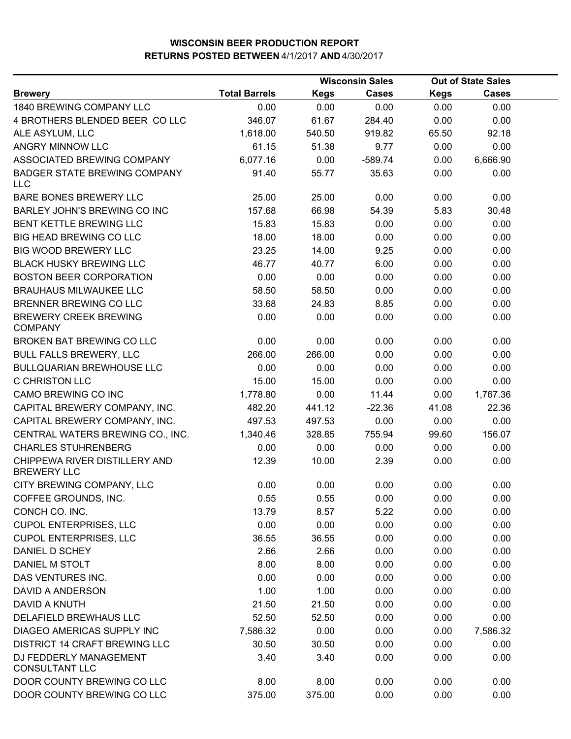**WISCONSIN BEER PRODUCTION REPORT**
**RETURNS POSTED BETWEEN 4/1/2017 AND 4/30/2017**

| | | Wisconsin Sales | | Out of State Sales | |
|---|---|---|---|---|---|
| **Brewery** | **Total Barrels** | **Kegs** | **Cases** | **Kegs** | **Cases** |
| 1840 BREWING COMPANY LLC | 0.00 | 0.00 | 0.00 | 0.00 | 0.00 |
| 4 BROTHERS BLENDED BEER CO LLC | 346.07 | 61.67 | 284.40 | 0.00 | 0.00 |
| ALE ASYLUM, LLC | 1,618.00 | 540.50 | 919.82 | 65.50 | 92.18 |
| ANGRY MINNOW LLC | 61.15 | 51.38 | 9.77 | 0.00 | 0.00 |
| ASSOCIATED BREWING COMPANY | 6,077.16 | 0.00 | -589.74 | 0.00 | 6,666.90 |
| BADGER STATE BREWING COMPANY LLC | 91.40 | 55.77 | 35.63 | 0.00 | 0.00 |
| BARE BONES BREWERY LLC | 25.00 | 25.00 | 0.00 | 0.00 | 0.00 |
| BARLEY JOHN'S BREWING CO INC | 157.68 | 66.98 | 54.39 | 5.83 | 30.48 |
| BENT KETTLE BREWING LLC | 15.83 | 15.83 | 0.00 | 0.00 | 0.00 |
| BIG HEAD BREWING CO LLC | 18.00 | 18.00 | 0.00 | 0.00 | 0.00 |
| BIG WOOD BREWERY LLC | 23.25 | 14.00 | 9.25 | 0.00 | 0.00 |
| BLACK HUSKY BREWING LLC | 46.77 | 40.77 | 6.00 | 0.00 | 0.00 |
| BOSTON BEER CORPORATION | 0.00 | 0.00 | 0.00 | 0.00 | 0.00 |
| BRAUHAUS MILWAUKEE LLC | 58.50 | 58.50 | 0.00 | 0.00 | 0.00 |
| BRENNER BREWING CO LLC | 33.68 | 24.83 | 8.85 | 0.00 | 0.00 |
| BREWERY CREEK BREWING COMPANY | 0.00 | 0.00 | 0.00 | 0.00 | 0.00 |
| BROKEN BAT BREWING CO LLC | 0.00 | 0.00 | 0.00 | 0.00 | 0.00 |
| BULL FALLS BREWERY, LLC | 266.00 | 266.00 | 0.00 | 0.00 | 0.00 |
| BULLQUARIAN BREWHOUSE LLC | 0.00 | 0.00 | 0.00 | 0.00 | 0.00 |
| C CHRISTON LLC | 15.00 | 15.00 | 0.00 | 0.00 | 0.00 |
| CAMO BREWING CO INC | 1,778.80 | 0.00 | 11.44 | 0.00 | 1,767.36 |
| CAPITAL BREWERY COMPANY, INC. | 482.20 | 441.12 | -22.36 | 41.08 | 22.36 |
| CAPITAL BREWERY COMPANY, INC. | 497.53 | 497.53 | 0.00 | 0.00 | 0.00 |
| CENTRAL WATERS BREWING CO., INC. | 1,340.46 | 328.85 | 755.94 | 99.60 | 156.07 |
| CHARLES STUHRENBERG | 0.00 | 0.00 | 0.00 | 0.00 | 0.00 |
| CHIPPEWA RIVER DISTILLERY AND BREWERY LLC | 12.39 | 10.00 | 2.39 | 0.00 | 0.00 |
| CITY BREWING COMPANY, LLC | 0.00 | 0.00 | 0.00 | 0.00 | 0.00 |
| COFFEE GROUNDS, INC. | 0.55 | 0.55 | 0.00 | 0.00 | 0.00 |
| CONCH CO. INC. | 13.79 | 8.57 | 5.22 | 0.00 | 0.00 |
| CUPOL ENTERPRISES, LLC | 0.00 | 0.00 | 0.00 | 0.00 | 0.00 |
| CUPOL ENTERPRISES, LLC | 36.55 | 36.55 | 0.00 | 0.00 | 0.00 |
| DANIEL D SCHEY | 2.66 | 2.66 | 0.00 | 0.00 | 0.00 |
| DANIEL M STOLT | 8.00 | 8.00 | 0.00 | 0.00 | 0.00 |
| DAS VENTURES INC. | 0.00 | 0.00 | 0.00 | 0.00 | 0.00 |
| DAVID A ANDERSON | 1.00 | 1.00 | 0.00 | 0.00 | 0.00 |
| DAVID A KNUTH | 21.50 | 21.50 | 0.00 | 0.00 | 0.00 |
| DELAFIELD BREWHAUS LLC | 52.50 | 52.50 | 0.00 | 0.00 | 0.00 |
| DIAGEO AMERICAS SUPPLY INC | 7,586.32 | 0.00 | 0.00 | 0.00 | 7,586.32 |
| DISTRICT 14 CRAFT BREWING LLC | 30.50 | 30.50 | 0.00 | 0.00 | 0.00 |
| DJ FEDDERLY MANAGEMENT CONSULTANT LLC | 3.40 | 3.40 | 0.00 | 0.00 | 0.00 |
| DOOR COUNTY BREWING CO LLC | 8.00 | 8.00 | 0.00 | 0.00 | 0.00 |
| DOOR COUNTY BREWING CO LLC | 375.00 | 375.00 | 0.00 | 0.00 | 0.00 |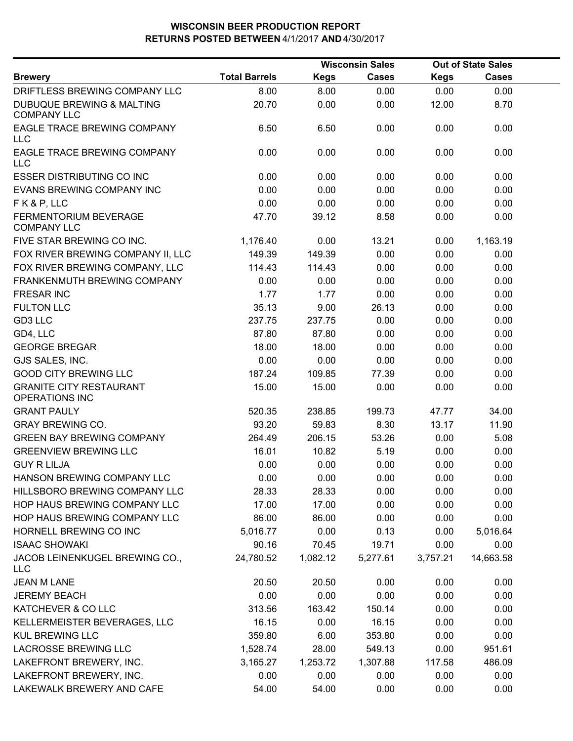# WISCONSIN BEER PRODUCTION REPORT
## RETURNS POSTED BETWEEN 4/1/2017 AND 4/30/2017

| Brewery | Total Barrels | Wisconsin Sales | | Out of State Sales | |
|---|---|---|---|---|---|
| | | Kegs | Cases | Kegs | Cases |
| DRIFTLESS BREWING COMPANY LLC | 8.00 | 8.00 | 0.00 | 0.00 | 0.00 |
| DUBUQUE BREWING & MALTING COMPANY LLC | 20.70 | 0.00 | 0.00 | 12.00 | 8.70 |
| EAGLE TRACE BREWING COMPANY LLC | 6.50 | 6.50 | 0.00 | 0.00 | 0.00 |
| EAGLE TRACE BREWING COMPANY LLC | 0.00 | 0.00 | 0.00 | 0.00 | 0.00 |
| ESSER DISTRIBUTING CO INC | 0.00 | 0.00 | 0.00 | 0.00 | 0.00 |
| EVANS BREWING COMPANY INC | 0.00 | 0.00 | 0.00 | 0.00 | 0.00 |
| F K & P, LLC | 0.00 | 0.00 | 0.00 | 0.00 | 0.00 |
| FERMENTORIUM BEVERAGE COMPANY LLC | 47.70 | 39.12 | 8.58 | 0.00 | 0.00 |
| FIVE STAR BREWING CO INC. | 1,176.40 | 0.00 | 13.21 | 0.00 | 1,163.19 |
| FOX RIVER BREWING COMPANY II, LLC | 149.39 | 149.39 | 0.00 | 0.00 | 0.00 |
| FOX RIVER BREWING COMPANY, LLC | 114.43 | 114.43 | 0.00 | 0.00 | 0.00 |
| FRANKENMUTH BREWING COMPANY | 0.00 | 0.00 | 0.00 | 0.00 | 0.00 |
| FRESAR INC | 1.77 | 1.77 | 0.00 | 0.00 | 0.00 |
| FULTON LLC | 35.13 | 9.00 | 26.13 | 0.00 | 0.00 |
| GD3 LLC | 237.75 | 237.75 | 0.00 | 0.00 | 0.00 |
| GD4, LLC | 87.80 | 87.80 | 0.00 | 0.00 | 0.00 |
| GEORGE BREGAR | 18.00 | 18.00 | 0.00 | 0.00 | 0.00 |
| GJS SALES, INC. | 0.00 | 0.00 | 0.00 | 0.00 | 0.00 |
| GOOD CITY BREWING LLC | 187.24 | 109.85 | 77.39 | 0.00 | 0.00 |
| GRANITE CITY RESTAURANT OPERATIONS INC | 15.00 | 15.00 | 0.00 | 0.00 | 0.00 |
| GRANT PAULY | 520.35 | 238.85 | 199.73 | 47.77 | 34.00 |
| GRAY BREWING CO. | 93.20 | 59.83 | 8.30 | 13.17 | 11.90 |
| GREEN BAY BREWING COMPANY | 264.49 | 206.15 | 53.26 | 0.00 | 5.08 |
| GREENVIEW BREWING LLC | 16.01 | 10.82 | 5.19 | 0.00 | 0.00 |
| GUY R LILJA | 0.00 | 0.00 | 0.00 | 0.00 | 0.00 |
| HANSON BREWING COMPANY LLC | 0.00 | 0.00 | 0.00 | 0.00 | 0.00 |
| HILLSBORO BREWING COMPANY LLC | 28.33 | 28.33 | 0.00 | 0.00 | 0.00 |
| HOP HAUS BREWING COMPANY LLC | 17.00 | 17.00 | 0.00 | 0.00 | 0.00 |
| HOP HAUS BREWING COMPANY LLC | 86.00 | 86.00 | 0.00 | 0.00 | 0.00 |
| HORNELL BREWING CO INC | 5,016.77 | 0.00 | 0.13 | 0.00 | 5,016.64 |
| ISAAC SHOWAKI | 90.16 | 70.45 | 19.71 | 0.00 | 0.00 |
| JACOB LEINENKUGEL BREWING CO., LLC | 24,780.52 | 1,082.12 | 5,277.61 | 3,757.21 | 14,663.58 |
| JEAN M LANE | 20.50 | 20.50 | 0.00 | 0.00 | 0.00 |
| JEREMY BEACH | 0.00 | 0.00 | 0.00 | 0.00 | 0.00 |
| KATCHEVER & CO LLC | 313.56 | 163.42 | 150.14 | 0.00 | 0.00 |
| KELLERMEISTER BEVERAGES, LLC | 16.15 | 0.00 | 16.15 | 0.00 | 0.00 |
| KUL BREWING LLC | 359.80 | 6.00 | 353.80 | 0.00 | 0.00 |
| LACROSSE BREWING LLC | 1,528.74 | 28.00 | 549.13 | 0.00 | 951.61 |
| LAKEFRONT BREWERY, INC. | 3,165.27 | 1,253.72 | 1,307.88 | 117.58 | 486.09 |
| LAKEFRONT BREWERY, INC. | 0.00 | 0.00 | 0.00 | 0.00 | 0.00 |
| LAKEWALK BREWERY AND CAFE | 54.00 | 54.00 | 0.00 | 0.00 | 0.00 |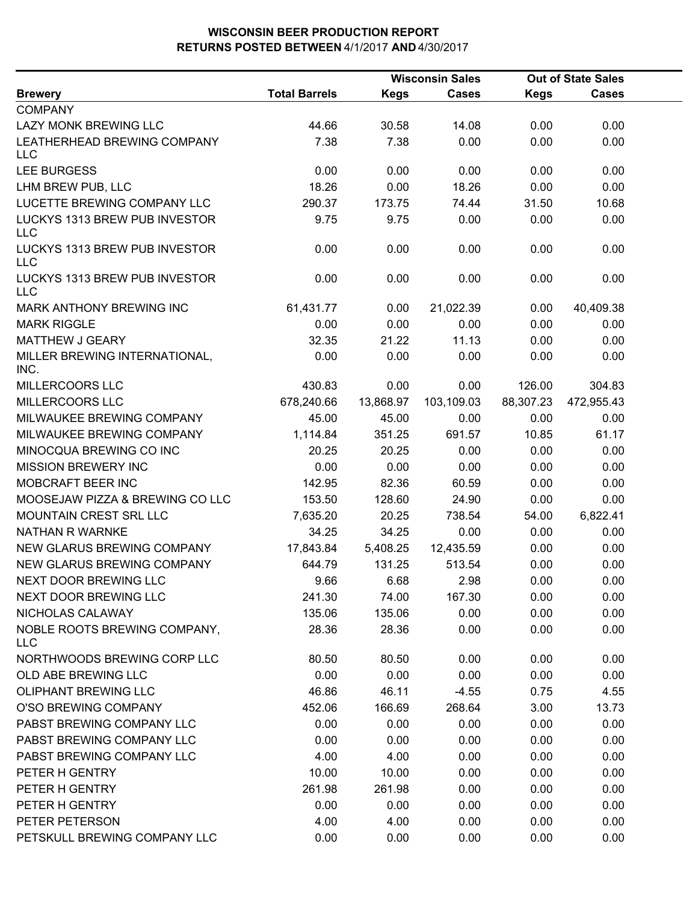**WISCONSIN BEER PRODUCTION REPORT**
**RETURNS POSTED BETWEEN 4/1/2017 AND 4/30/2017**

| Brewery | Total Barrels | Wisconsin Sales Kegs | Wisconsin Sales Cases | Out of State Sales Kegs | Out of State Sales Cases |
|---|---|---|---|---|---|
| COMPANY | | | | | |
| LAZY MONK BREWING LLC | 44.66 | 30.58 | 14.08 | 0.00 | 0.00 |
| LEATHERHEAD BREWING COMPANY LLC | 7.38 | 7.38 | 0.00 | 0.00 | 0.00 |
| LEE BURGESS | 0.00 | 0.00 | 0.00 | 0.00 | 0.00 |
| LHM BREW PUB, LLC | 18.26 | 0.00 | 18.26 | 0.00 | 0.00 |
| LUCETTE BREWING COMPANY LLC | 290.37 | 173.75 | 74.44 | 31.50 | 10.68 |
| LUCKYS 1313 BREW PUB INVESTOR LLC | 9.75 | 9.75 | 0.00 | 0.00 | 0.00 |
| LUCKYS 1313 BREW PUB INVESTOR LLC | 0.00 | 0.00 | 0.00 | 0.00 | 0.00 |
| LUCKYS 1313 BREW PUB INVESTOR LLC | 0.00 | 0.00 | 0.00 | 0.00 | 0.00 |
| MARK ANTHONY BREWING INC | 61,431.77 | 0.00 | 21,022.39 | 0.00 | 40,409.38 |
| MARK RIGGLE | 0.00 | 0.00 | 0.00 | 0.00 | 0.00 |
| MATTHEW J GEARY | 32.35 | 21.22 | 11.13 | 0.00 | 0.00 |
| MILLER BREWING INTERNATIONAL, INC. | 0.00 | 0.00 | 0.00 | 0.00 | 0.00 |
| MILLERCOORS LLC | 430.83 | 0.00 | 0.00 | 126.00 | 304.83 |
| MILLERCOORS LLC | 678,240.66 | 13,868.97 | 103,109.03 | 88,307.23 | 472,955.43 |
| MILWAUKEE BREWING COMPANY | 45.00 | 45.00 | 0.00 | 0.00 | 0.00 |
| MILWAUKEE BREWING COMPANY | 1,114.84 | 351.25 | 691.57 | 10.85 | 61.17 |
| MINOCQUA BREWING CO INC | 20.25 | 20.25 | 0.00 | 0.00 | 0.00 |
| MISSION BREWERY INC | 0.00 | 0.00 | 0.00 | 0.00 | 0.00 |
| MOBCRAFT BEER INC | 142.95 | 82.36 | 60.59 | 0.00 | 0.00 |
| MOOSEJAW PIZZA & BREWING CO LLC | 153.50 | 128.60 | 24.90 | 0.00 | 0.00 |
| MOUNTAIN CREST SRL LLC | 7,635.20 | 20.25 | 738.54 | 54.00 | 6,822.41 |
| NATHAN R WARNKE | 34.25 | 34.25 | 0.00 | 0.00 | 0.00 |
| NEW GLARUS BREWING COMPANY | 17,843.84 | 5,408.25 | 12,435.59 | 0.00 | 0.00 |
| NEW GLARUS BREWING COMPANY | 644.79 | 131.25 | 513.54 | 0.00 | 0.00 |
| NEXT DOOR BREWING LLC | 9.66 | 6.68 | 2.98 | 0.00 | 0.00 |
| NEXT DOOR BREWING LLC | 241.30 | 74.00 | 167.30 | 0.00 | 0.00 |
| NICHOLAS CALAWAY | 135.06 | 135.06 | 0.00 | 0.00 | 0.00 |
| NOBLE ROOTS BREWING COMPANY, LLC | 28.36 | 28.36 | 0.00 | 0.00 | 0.00 |
| NORTHWOODS BREWING CORP LLC | 80.50 | 80.50 | 0.00 | 0.00 | 0.00 |
| OLD ABE BREWING LLC | 0.00 | 0.00 | 0.00 | 0.00 | 0.00 |
| OLIPHANT BREWING LLC | 46.86 | 46.11 | -4.55 | 0.75 | 4.55 |
| O'SO BREWING COMPANY | 452.06 | 166.69 | 268.64 | 3.00 | 13.73 |
| PABST BREWING COMPANY LLC | 0.00 | 0.00 | 0.00 | 0.00 | 0.00 |
| PABST BREWING COMPANY LLC | 0.00 | 0.00 | 0.00 | 0.00 | 0.00 |
| PABST BREWING COMPANY LLC | 4.00 | 4.00 | 0.00 | 0.00 | 0.00 |
| PETER H GENTRY | 10.00 | 10.00 | 0.00 | 0.00 | 0.00 |
| PETER H GENTRY | 261.98 | 261.98 | 0.00 | 0.00 | 0.00 |
| PETER H GENTRY | 0.00 | 0.00 | 0.00 | 0.00 | 0.00 |
| PETER PETERSON | 4.00 | 4.00 | 0.00 | 0.00 | 0.00 |
| PETSKULL BREWING COMPANY LLC | 0.00 | 0.00 | 0.00 | 0.00 | 0.00 |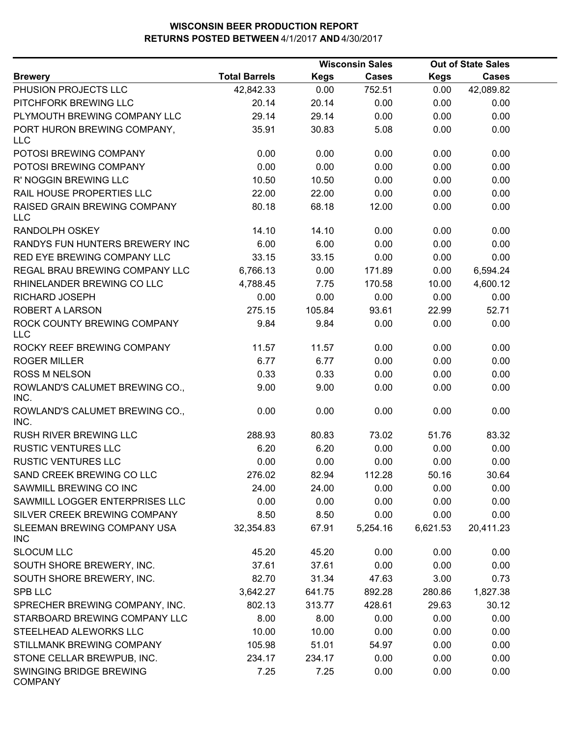# WISCONSIN BEER PRODUCTION REPORT
## RETURNS POSTED BETWEEN 4/1/2017 AND 4/30/2017

| Brewery | Total Barrels | Wisconsin Sales | | Out of State Sales | |
|---|---|---|---|---|---|
| | | Kegs | Cases | Kegs | Cases |
| PHUSION PROJECTS LLC | 42,842.33 | 0.00 | 752.51 | 0.00 | 42,089.82 |
| PITCHFORK BREWING LLC | 20.14 | 20.14 | 0.00 | 0.00 | 0.00 |
| PLYMOUTH BREWING COMPANY LLC | 29.14 | 29.14 | 0.00 | 0.00 | 0.00 |
| PORT HURON BREWING COMPANY, LLC | 35.91 | 30.83 | 5.08 | 0.00 | 0.00 |
| POTOSI BREWING COMPANY | 0.00 | 0.00 | 0.00 | 0.00 | 0.00 |
| POTOSI BREWING COMPANY | 0.00 | 0.00 | 0.00 | 0.00 | 0.00 |
| R' NOGGIN BREWING LLC | 10.50 | 10.50 | 0.00 | 0.00 | 0.00 |
| RAIL HOUSE PROPERTIES LLC | 22.00 | 22.00 | 0.00 | 0.00 | 0.00 |
| RAISED GRAIN BREWING COMPANY LLC | 80.18 | 68.18 | 12.00 | 0.00 | 0.00 |
| RANDOLPH OSKEY | 14.10 | 14.10 | 0.00 | 0.00 | 0.00 |
| RANDYS FUN HUNTERS BREWERY INC | 6.00 | 6.00 | 0.00 | 0.00 | 0.00 |
| RED EYE BREWING COMPANY LLC | 33.15 | 33.15 | 0.00 | 0.00 | 0.00 |
| REGAL BRAU BREWING COMPANY LLC | 6,766.13 | 0.00 | 171.89 | 0.00 | 6,594.24 |
| RHINELANDER BREWING CO LLC | 4,788.45 | 7.75 | 170.58 | 10.00 | 4,600.12 |
| RICHARD JOSEPH | 0.00 | 0.00 | 0.00 | 0.00 | 0.00 |
| ROBERT A LARSON | 275.15 | 105.84 | 93.61 | 22.99 | 52.71 |
| ROCK COUNTY BREWING COMPANY LLC | 9.84 | 9.84 | 0.00 | 0.00 | 0.00 |
| ROCKY REEF BREWING COMPANY | 11.57 | 11.57 | 0.00 | 0.00 | 0.00 |
| ROGER MILLER | 6.77 | 6.77 | 0.00 | 0.00 | 0.00 |
| ROSS M NELSON | 0.33 | 0.33 | 0.00 | 0.00 | 0.00 |
| ROWLAND'S CALUMET BREWING CO., INC. | 9.00 | 9.00 | 0.00 | 0.00 | 0.00 |
| ROWLAND'S CALUMET BREWING CO., INC. | 0.00 | 0.00 | 0.00 | 0.00 | 0.00 |
| RUSH RIVER BREWING LLC | 288.93 | 80.83 | 73.02 | 51.76 | 83.32 |
| RUSTIC VENTURES LLC | 6.20 | 6.20 | 0.00 | 0.00 | 0.00 |
| RUSTIC VENTURES LLC | 0.00 | 0.00 | 0.00 | 0.00 | 0.00 |
| SAND CREEK BREWING CO LLC | 276.02 | 82.94 | 112.28 | 50.16 | 30.64 |
| SAWMILL BREWING CO INC | 24.00 | 24.00 | 0.00 | 0.00 | 0.00 |
| SAWMILL LOGGER ENTERPRISES LLC | 0.00 | 0.00 | 0.00 | 0.00 | 0.00 |
| SILVER CREEK BREWING COMPANY | 8.50 | 8.50 | 0.00 | 0.00 | 0.00 |
| SLEEMAN BREWING COMPANY USA INC | 32,354.83 | 67.91 | 5,254.16 | 6,621.53 | 20,411.23 |
| SLOCUM LLC | 45.20 | 45.20 | 0.00 | 0.00 | 0.00 |
| SOUTH SHORE BREWERY, INC. | 37.61 | 37.61 | 0.00 | 0.00 | 0.00 |
| SOUTH SHORE BREWERY, INC. | 82.70 | 31.34 | 47.63 | 3.00 | 0.73 |
| SPB LLC | 3,642.27 | 641.75 | 892.28 | 280.86 | 1,827.38 |
| SPRECHER BREWING COMPANY, INC. | 802.13 | 313.77 | 428.61 | 29.63 | 30.12 |
| STARBOARD BREWING COMPANY LLC | 8.00 | 8.00 | 0.00 | 0.00 | 0.00 |
| STEELHEAD ALEWORKS LLC | 10.00 | 10.00 | 0.00 | 0.00 | 0.00 |
| STILLMANK BREWING COMPANY | 105.98 | 51.01 | 54.97 | 0.00 | 0.00 |
| STONE CELLAR BREWPUB, INC. | 234.17 | 234.17 | 0.00 | 0.00 | 0.00 |
| SWINGING BRIDGE BREWING COMPANY | 7.25 | 7.25 | 0.00 | 0.00 | 0.00 |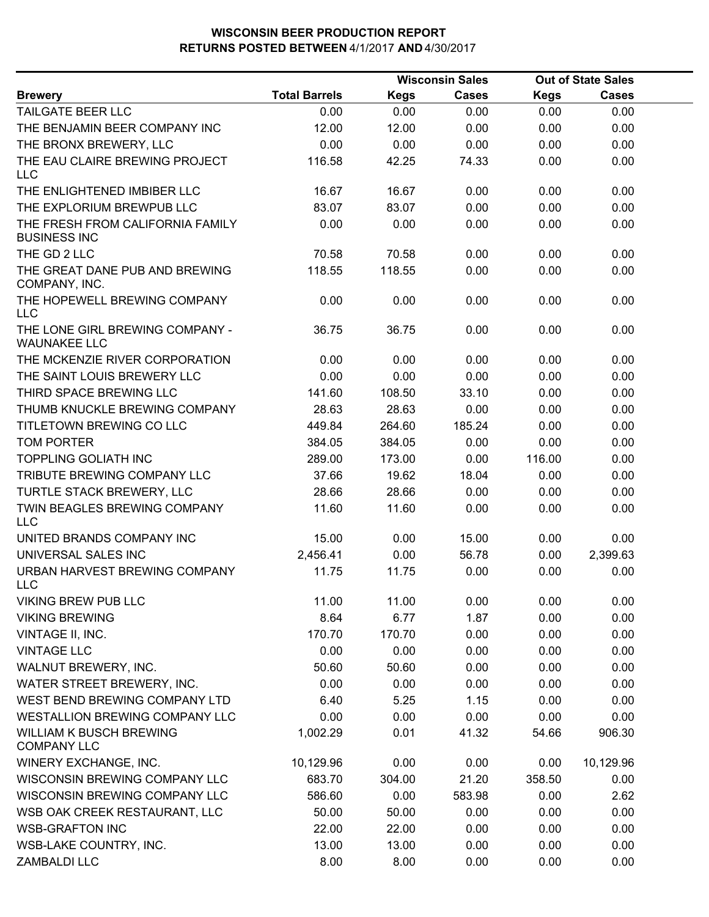# WISCONSIN BEER PRODUCTION REPORT
## RETURNS POSTED BETWEEN 4/1/2017 AND 4/30/2017

| Brewery | Total Barrels | Wisconsin Sales | | Out of State Sales | |
|---|---|---|---|---|---|
| | | Kegs | Cases | Kegs | Cases |
| TAILGATE BEER LLC | 0.00 | 0.00 | 0.00 | 0.00 | 0.00 |
| THE BENJAMIN BEER COMPANY INC | 12.00 | 12.00 | 0.00 | 0.00 | 0.00 |
| THE BRONX BREWERY, LLC | 0.00 | 0.00 | 0.00 | 0.00 | 0.00 |
| THE EAU CLAIRE BREWING PROJECT LLC | 116.58 | 42.25 | 74.33 | 0.00 | 0.00 |
| THE ENLIGHTENED IMBIBER LLC | 16.67 | 16.67 | 0.00 | 0.00 | 0.00 |
| THE EXPLORIUM BREWPUB LLC | 83.07 | 83.07 | 0.00 | 0.00 | 0.00 |
| THE FRESH FROM CALIFORNIA FAMILY BUSINESS INC | 0.00 | 0.00 | 0.00 | 0.00 | 0.00 |
| THE GD 2 LLC | 70.58 | 70.58 | 0.00 | 0.00 | 0.00 |
| THE GREAT DANE PUB AND BREWING COMPANY, INC. | 118.55 | 118.55 | 0.00 | 0.00 | 0.00 |
| THE HOPEWELL BREWING COMPANY LLC | 0.00 | 0.00 | 0.00 | 0.00 | 0.00 |
| THE LONE GIRL BREWING COMPANY - WAUNAKEE LLC | 36.75 | 36.75 | 0.00 | 0.00 | 0.00 |
| THE MCKENZIE RIVER CORPORATION | 0.00 | 0.00 | 0.00 | 0.00 | 0.00 |
| THE SAINT LOUIS BREWERY LLC | 0.00 | 0.00 | 0.00 | 0.00 | 0.00 |
| THIRD SPACE BREWING LLC | 141.60 | 108.50 | 33.10 | 0.00 | 0.00 |
| THUMB KNUCKLE BREWING COMPANY | 28.63 | 28.63 | 0.00 | 0.00 | 0.00 |
| TITLETOWN BREWING CO LLC | 449.84 | 264.60 | 185.24 | 0.00 | 0.00 |
| TOM PORTER | 384.05 | 384.05 | 0.00 | 0.00 | 0.00 |
| TOPPLING GOLIATH INC | 289.00 | 173.00 | 0.00 | 116.00 | 0.00 |
| TRIBUTE BREWING COMPANY LLC | 37.66 | 19.62 | 18.04 | 0.00 | 0.00 |
| TURTLE STACK BREWERY, LLC | 28.66 | 28.66 | 0.00 | 0.00 | 0.00 |
| TWIN BEAGLES BREWING COMPANY LLC | 11.60 | 11.60 | 0.00 | 0.00 | 0.00 |
| UNITED BRANDS COMPANY INC | 15.00 | 0.00 | 15.00 | 0.00 | 0.00 |
| UNIVERSAL SALES INC | 2,456.41 | 0.00 | 56.78 | 0.00 | 2,399.63 |
| URBAN HARVEST BREWING COMPANY LLC | 11.75 | 11.75 | 0.00 | 0.00 | 0.00 |
| VIKING BREW PUB LLC | 11.00 | 11.00 | 0.00 | 0.00 | 0.00 |
| VIKING BREWING | 8.64 | 6.77 | 1.87 | 0.00 | 0.00 |
| VINTAGE II, INC. | 170.70 | 170.70 | 0.00 | 0.00 | 0.00 |
| VINTAGE LLC | 0.00 | 0.00 | 0.00 | 0.00 | 0.00 |
| WALNUT BREWERY, INC. | 50.60 | 50.60 | 0.00 | 0.00 | 0.00 |
| WATER STREET BREWERY, INC. | 0.00 | 0.00 | 0.00 | 0.00 | 0.00 |
| WEST BEND BREWING COMPANY LTD | 6.40 | 5.25 | 1.15 | 0.00 | 0.00 |
| WESTALLION BREWING COMPANY LLC | 0.00 | 0.00 | 0.00 | 0.00 | 0.00 |
| WILLIAM K BUSCH BREWING COMPANY LLC | 1,002.29 | 0.01 | 41.32 | 54.66 | 906.30 |
| WINERY EXCHANGE, INC. | 10,129.96 | 0.00 | 0.00 | 0.00 | 10,129.96 |
| WISCONSIN BREWING COMPANY LLC | 683.70 | 304.00 | 21.20 | 358.50 | 0.00 |
| WISCONSIN BREWING COMPANY LLC | 586.60 | 0.00 | 583.98 | 0.00 | 2.62 |
| WSB OAK CREEK RESTAURANT, LLC | 50.00 | 50.00 | 0.00 | 0.00 | 0.00 |
| WSB-GRAFTON INC | 22.00 | 22.00 | 0.00 | 0.00 | 0.00 |
| WSB-LAKE COUNTRY, INC. | 13.00 | 13.00 | 0.00 | 0.00 | 0.00 |
| ZAMBALDI LLC | 8.00 | 8.00 | 0.00 | 0.00 | 0.00 |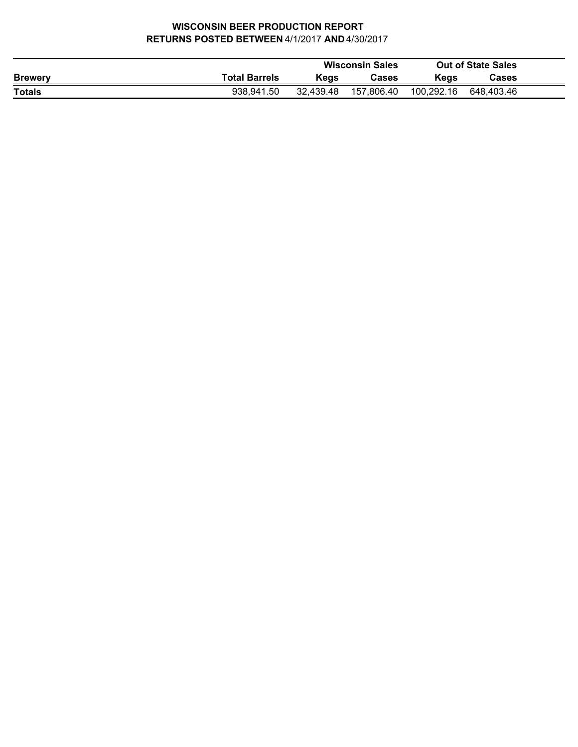**WISCONSIN BEER PRODUCTION REPORT**
**RETURNS POSTED BETWEEN** 4/1/2017 **AND** 4/30/2017

| | | Wisconsin Sales | | Out of State Sales | |
|---|---|---|---|---|---|
| **Brewery** | **Total Barrels** | **Kegs** | **Cases** | **Kegs** | **Cases** |
| **Totals** | 938,941.50 | 32,439.48 | 157,806.40 | 100,292.16 | 648,403.46 |